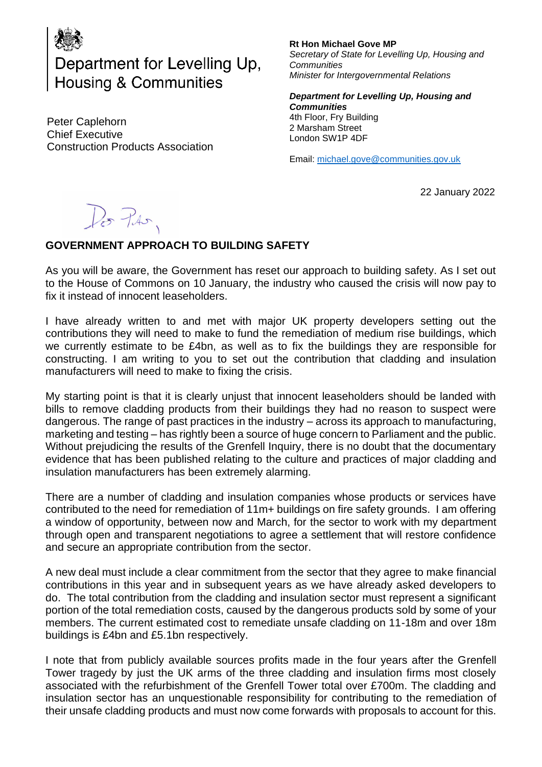Department for Levelling Up, Housing & Communities

**Rt Hon Michael Gove MP**
*Secretary of State for Levelling Up, Housing and Communities*
*Minister for Intergovernmental Relations*

***Department for Levelling Up, Housing and Communities***
4th Floor, Fry Building
2 Marsham Street
London SW1P 4DF

Email: michael.gove@communities.gov.uk

Peter Caplehorn
Chief Executive
Construction Products Association

22 January 2022

Dear Peter,

**GOVERNMENT APPROACH TO BUILDING SAFETY**

As you will be aware, the Government has reset our approach to building safety. As I set out to the House of Commons on 10 January, the industry who caused the crisis will now pay to fix it instead of innocent leaseholders.

I have already written to and met with major UK property developers setting out the contributions they will need to make to fund the remediation of medium rise buildings, which we currently estimate to be £4bn, as well as to fix the buildings they are responsible for constructing. I am writing to you to set out the contribution that cladding and insulation manufacturers will need to make to fixing the crisis.

My starting point is that it is clearly unjust that innocent leaseholders should be landed with bills to remove cladding products from their buildings they had no reason to suspect were dangerous. The range of past practices in the industry – across its approach to manufacturing, marketing and testing – has rightly been a source of huge concern to Parliament and the public. Without prejudicing the results of the Grenfell Inquiry, there is no doubt that the documentary evidence that has been published relating to the culture and practices of major cladding and insulation manufacturers has been extremely alarming.

There are a number of cladding and insulation companies whose products or services have contributed to the need for remediation of 11m+ buildings on fire safety grounds. I am offering a window of opportunity, between now and March, for the sector to work with my department through open and transparent negotiations to agree a settlement that will restore confidence and secure an appropriate contribution from the sector.

A new deal must include a clear commitment from the sector that they agree to make financial contributions in this year and in subsequent years as we have already asked developers to do. The total contribution from the cladding and insulation sector must represent a significant portion of the total remediation costs, caused by the dangerous products sold by some of your members. The current estimated cost to remediate unsafe cladding on 11-18m and over 18m buildings is £4bn and £5.1bn respectively.

I note that from publicly available sources profits made in the four years after the Grenfell Tower tragedy by just the UK arms of the three cladding and insulation firms most closely associated with the refurbishment of the Grenfell Tower total over £700m. The cladding and insulation sector has an unquestionable responsibility for contributing to the remediation of their unsafe cladding products and must now come forwards with proposals to account for this.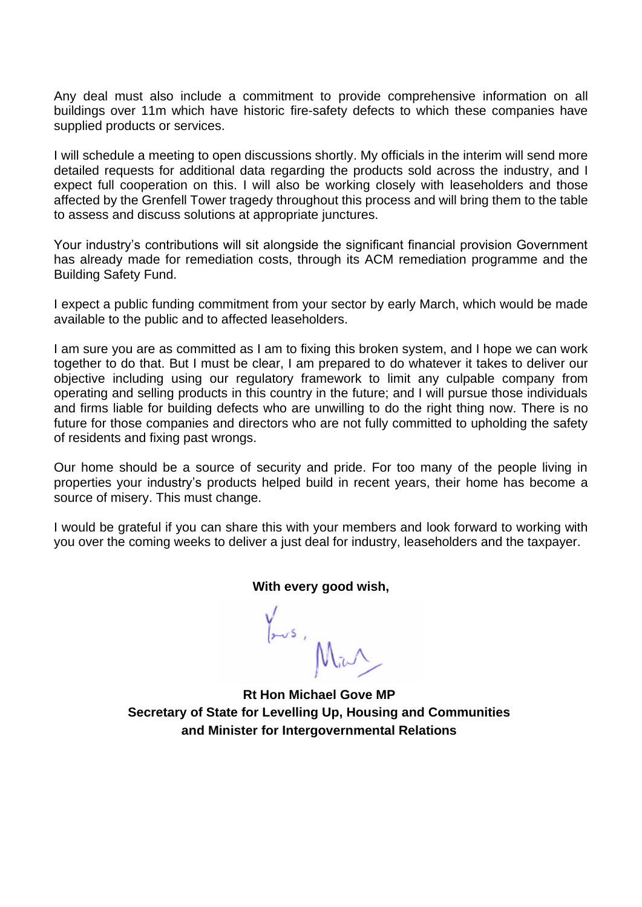Any deal must also include a commitment to provide comprehensive information on all buildings over 11m which have historic fire-safety defects to which these companies have supplied products or services.

I will schedule a meeting to open discussions shortly. My officials in the interim will send more detailed requests for additional data regarding the products sold across the industry, and I expect full cooperation on this. I will also be working closely with leaseholders and those affected by the Grenfell Tower tragedy throughout this process and will bring them to the table to assess and discuss solutions at appropriate junctures.

Your industry's contributions will sit alongside the significant financial provision Government has already made for remediation costs, through its ACM remediation programme and the Building Safety Fund.

I expect a public funding commitment from your sector by early March, which would be made available to the public and to affected leaseholders.

I am sure you are as committed as I am to fixing this broken system, and I hope we can work together to do that. But I must be clear, I am prepared to do whatever it takes to deliver our objective including using our regulatory framework to limit any culpable company from operating and selling products in this country in the future; and I will pursue those individuals and firms liable for building defects who are unwilling to do the right thing now. There is no future for those companies and directors who are not fully committed to upholding the safety of residents and fixing past wrongs.

Our home should be a source of security and pride. For too many of the people living in properties your industry's products helped build in recent years, their home has become a source of misery. This must change.

I would be grateful if you can share this with your members and look forward to working with you over the coming weeks to deliver a just deal for industry, leaseholders and the taxpayer.

**With every good wish,**

Yours, Michael

**Rt Hon Michael Gove MP**
**Secretary of State for Levelling Up, Housing and Communities**
**and Minister for Intergovernmental Relations**